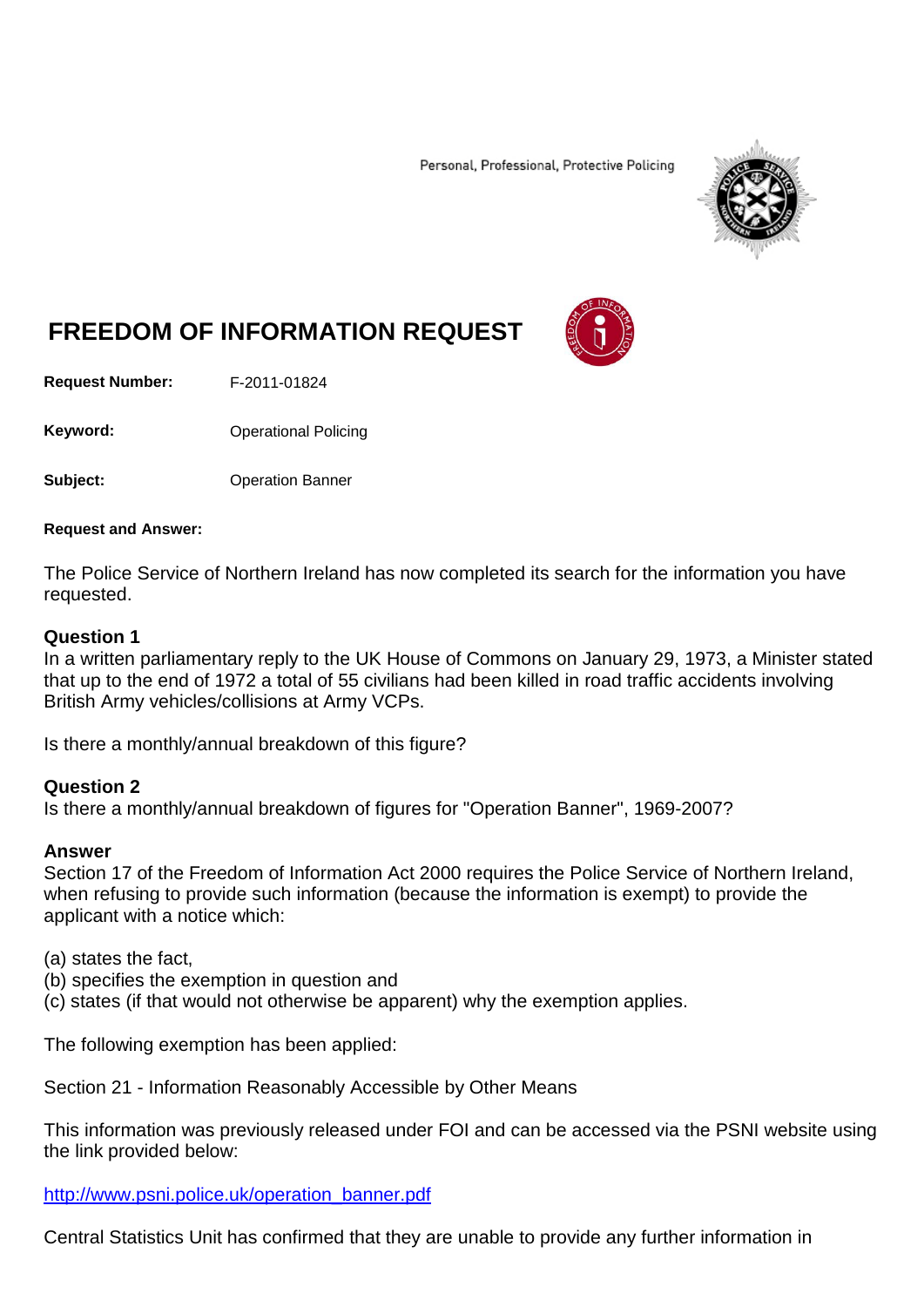Personal, Professional, Protective Policing

# FREEDOM OF INFORMATION REQUEST

**Request Number:** F-2011-01824

**Keyword:** Operational Policing

**Subject:** Operation Banner

**Request and Answer:**

The Police Service of Northern Ireland has now completed its search for the information you have requested.

**Question 1**
In a written parliamentary reply to the UK House of Commons on January 29, 1973, a Minister stated that up to the end of 1972 a total of 55 civilians had been killed in road traffic accidents involving British Army vehicles/collisions at Army VCPs.

Is there a monthly/annual breakdown of this figure?

**Question 2**
Is there a monthly/annual breakdown of figures for "Operation Banner", 1969-2007?

**Answer**
Section 17 of the Freedom of Information Act 2000 requires the Police Service of Northern Ireland, when refusing to provide such information (because the information is exempt) to provide the applicant with a notice which:

(a) states the fact,
(b) specifies the exemption in question and
(c) states (if that would not otherwise be apparent) why the exemption applies.

The following exemption has been applied:

Section 21 - Information Reasonably Accessible by Other Means

This information was previously released under FOI and can be accessed via the PSNI website using the link provided below:

http://www.psni.police.uk/operation_banner.pdf

Central Statistics Unit has confirmed that they are unable to provide any further information in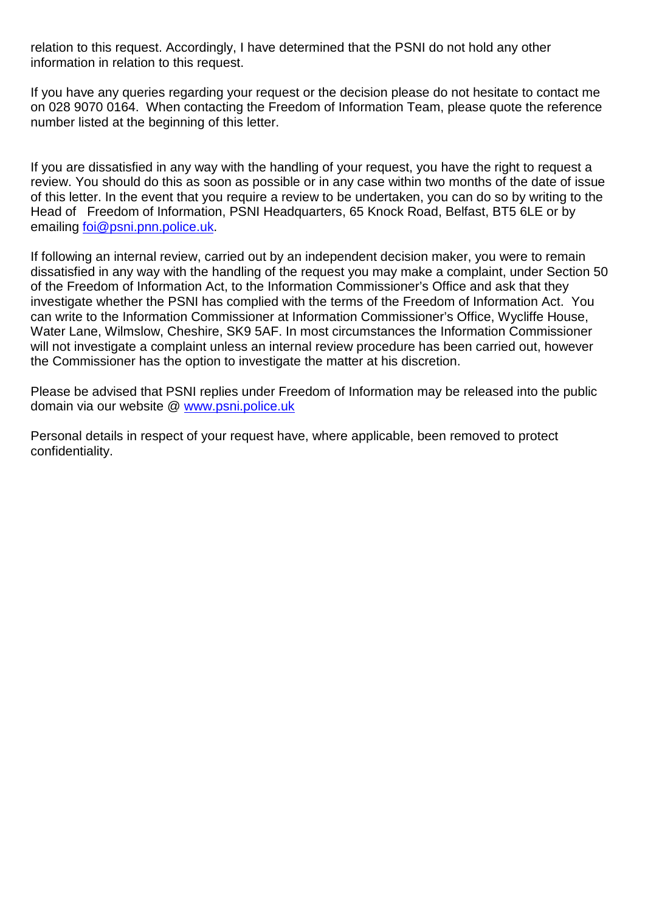relation to this request. Accordingly, I have determined that the PSNI do not hold any other information in relation to this request.

If you have any queries regarding your request or the decision please do not hesitate to contact me on 028 9070 0164. When contacting the Freedom of Information Team, please quote the reference number listed at the beginning of this letter.

If you are dissatisfied in any way with the handling of your request, you have the right to request a review. You should do this as soon as possible or in any case within two months of the date of issue of this letter. In the event that you require a review to be undertaken, you can do so by writing to the Head of Freedom of Information, PSNI Headquarters, 65 Knock Road, Belfast, BT5 6LE or by emailing foi@psni.pnn.police.uk.

If following an internal review, carried out by an independent decision maker, you were to remain dissatisfied in any way with the handling of the request you may make a complaint, under Section 50 of the Freedom of Information Act, to the Information Commissioner's Office and ask that they investigate whether the PSNI has complied with the terms of the Freedom of Information Act. You can write to the Information Commissioner at Information Commissioner's Office, Wycliffe House, Water Lane, Wilmslow, Cheshire, SK9 5AF. In most circumstances the Information Commissioner will not investigate a complaint unless an internal review procedure has been carried out, however the Commissioner has the option to investigate the matter at his discretion.

Please be advised that PSNI replies under Freedom of Information may be released into the public domain via our website @ www.psni.police.uk

Personal details in respect of your request have, where applicable, been removed to protect confidentiality.